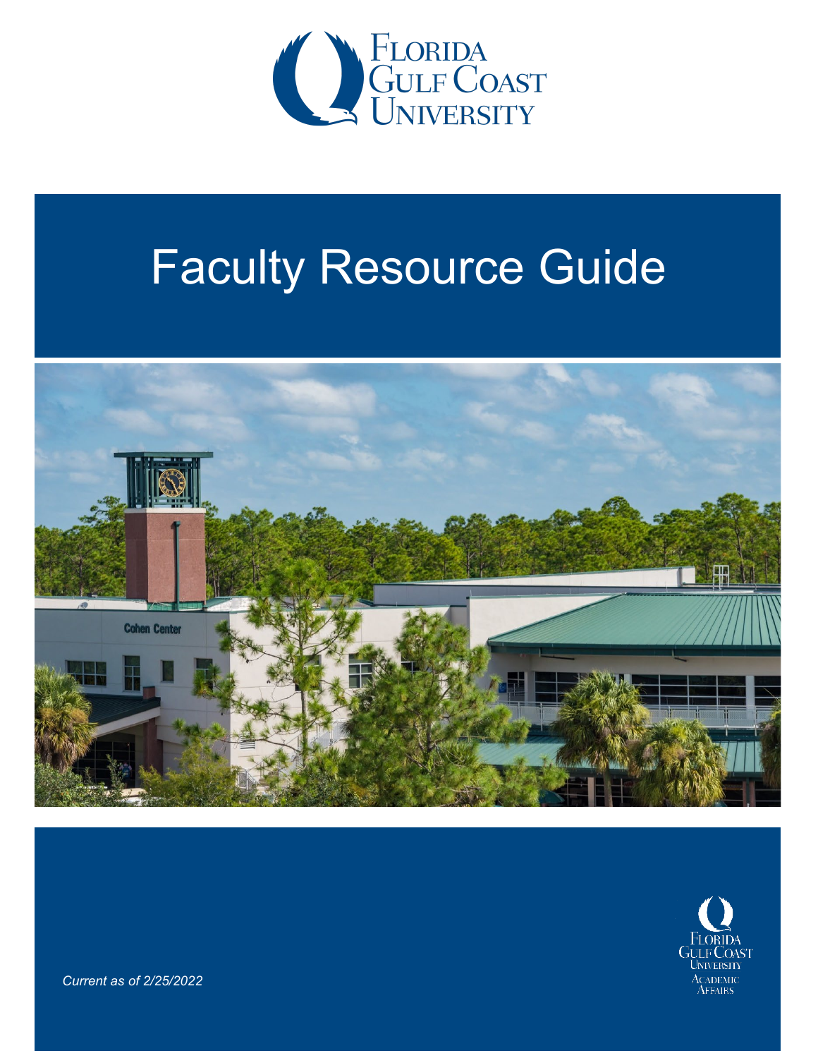Florida Gulf Coast University

# Faculty Resource Guide

Florida Gulf Coast University Academic Affairs

*Current as of 2/25/2022*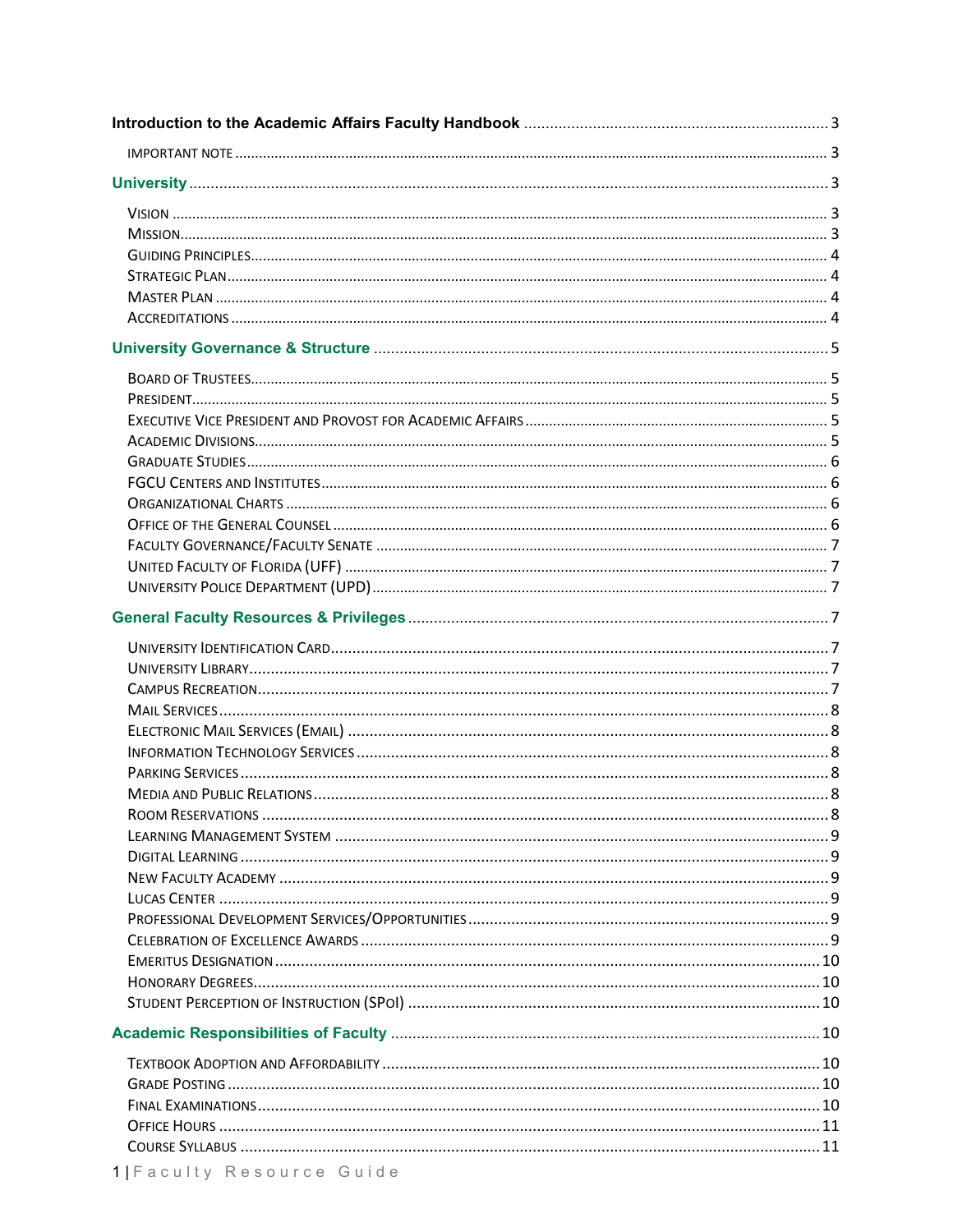**Introduction to the Academic Affairs Faculty Handbook** .......... 3

IMPORTANT NOTE .......... 3

**University** .......... 3

Vision .......... 3
Mission .......... 3
Guiding Principles .......... 4
Strategic Plan .......... 4
Master Plan .......... 4
Accreditations .......... 4

**University Governance & Structure** .......... 5

Board of Trustees .......... 5
President .......... 5
Executive Vice President and Provost for Academic Affairs .......... 5
Academic Divisions .......... 5
Graduate Studies .......... 6
FGCU Centers and Institutes .......... 6
Organizational Charts .......... 6
Office of the General Counsel .......... 6
Faculty Governance/Faculty Senate .......... 7
United Faculty of Florida (UFF) .......... 7
University Police Department (UPD) .......... 7

**General Faculty Resources & Privileges** .......... 7

University Identification Card .......... 7
University Library .......... 7
Campus Recreation .......... 7
Mail Services .......... 8
Electronic Mail Services (Email) .......... 8
Information Technology Services .......... 8
Parking Services .......... 8
Media and Public Relations .......... 8
Room Reservations .......... 8
Learning Management System .......... 9
Digital Learning .......... 9
New Faculty Academy .......... 9
Lucas Center .......... 9
Professional Development Services/Opportunities .......... 9
Celebration of Excellence Awards .......... 9
Emeritus Designation .......... 10
Honorary Degrees .......... 10
Student Perception of Instruction (SPoI) .......... 10

**Academic Responsibilities of Faculty** .......... 10

Textbook Adoption and Affordability .......... 10
Grade Posting .......... 10
Final Examinations .......... 10
Office Hours .......... 11
Course Syllabus .......... 11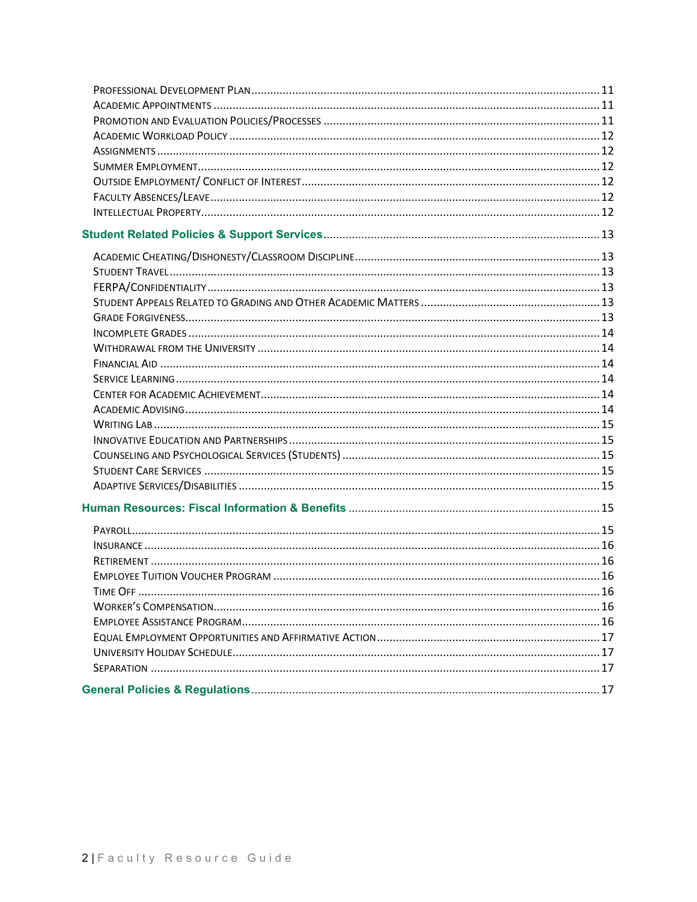Professional Development Plan ........ 11
Academic Appointments ........ 11
Promotion and Evaluation Policies/Processes ........ 11
Academic Workload Policy ........ 12
Assignments ........ 12
Summer Employment ........ 12
Outside Employment/ Conflict of Interest ........ 12
Faculty Absences/Leave ........ 12
Intellectual Property ........ 12

**Student Related Policies & Support Services** ........ 13

Academic Cheating/Dishonesty/Classroom Discipline ........ 13
Student Travel ........ 13
FERPA/Confidentiality ........ 13
Student Appeals Related to Grading and Other Academic Matters ........ 13
Grade Forgiveness ........ 13
Incomplete Grades ........ 14
Withdrawal from the University ........ 14
Financial Aid ........ 14
Service Learning ........ 14
Center for Academic Achievement ........ 14
Academic Advising ........ 14
Writing Lab ........ 15
Innovative Education and Partnerships ........ 15
Counseling and Psychological Services (Students) ........ 15
Student Care Services ........ 15
Adaptive Services/Disabilities ........ 15

**Human Resources: Fiscal Information & Benefits** ........ 15

Payroll ........ 15
Insurance ........ 16
Retirement ........ 16
Employee Tuition Voucher Program ........ 16
Time Off ........ 16
Worker's Compensation ........ 16
Employee Assistance Program ........ 16
Equal Employment Opportunities and Affirmative Action ........ 17
University Holiday Schedule ........ 17
Separation ........ 17

**General Policies & Regulations** ........ 17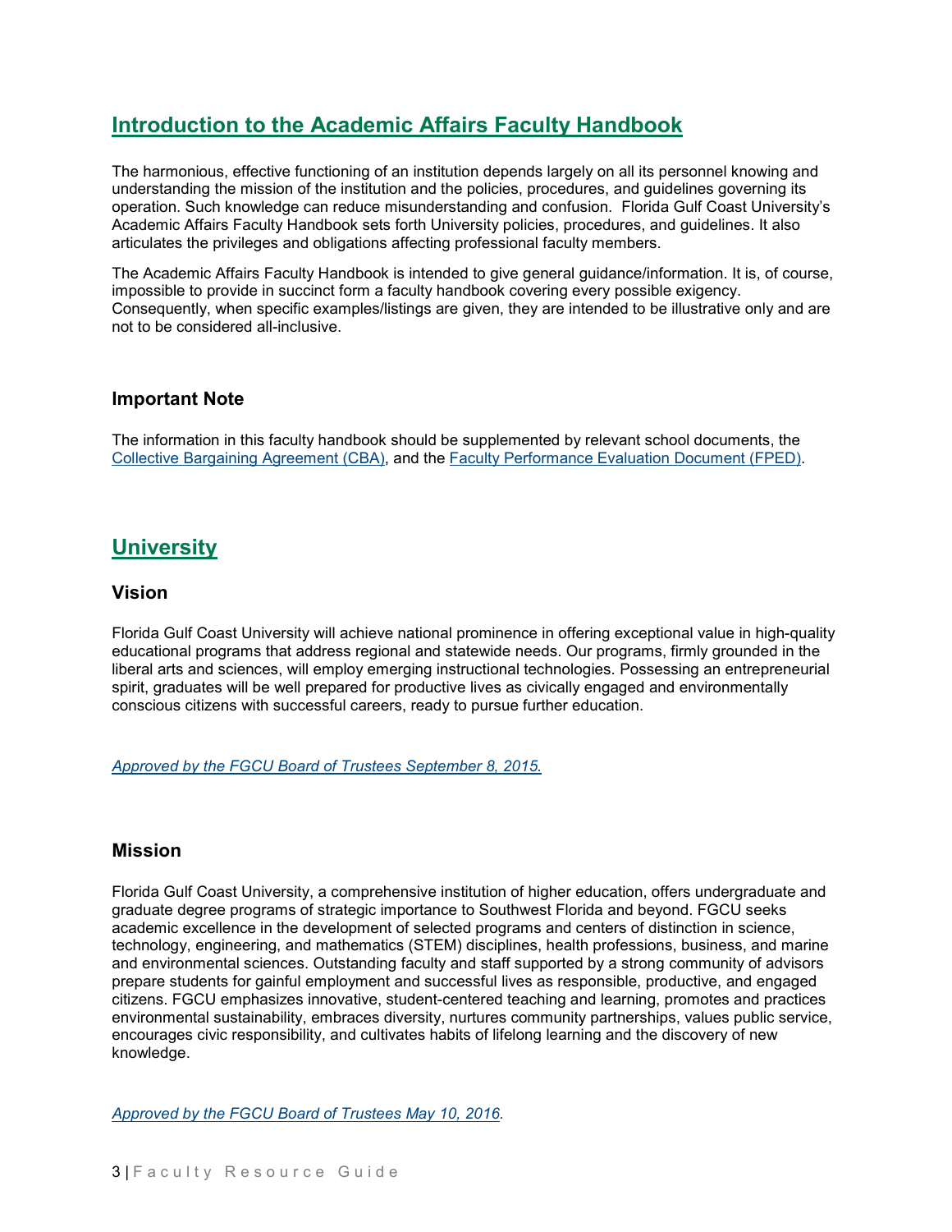# Introduction to the Academic Affairs Faculty Handbook

The harmonious, effective functioning of an institution depends largely on all its personnel knowing and understanding the mission of the institution and the policies, procedures, and guidelines governing its operation. Such knowledge can reduce misunderstanding and confusion. Florida Gulf Coast University's Academic Affairs Faculty Handbook sets forth University policies, procedures, and guidelines. It also articulates the privileges and obligations affecting professional faculty members.

The Academic Affairs Faculty Handbook is intended to give general guidance/information. It is, of course, impossible to provide in succinct form a faculty handbook covering every possible exigency. Consequently, when specific examples/listings are given, they are intended to be illustrative only and are not to be considered all-inclusive.

### Important Note

The information in this faculty handbook should be supplemented by relevant school documents, the Collective Bargaining Agreement (CBA), and the Faculty Performance Evaluation Document (FPED).

# University

### Vision

Florida Gulf Coast University will achieve national prominence in offering exceptional value in high-quality educational programs that address regional and statewide needs. Our programs, firmly grounded in the liberal arts and sciences, will employ emerging instructional technologies. Possessing an entrepreneurial spirit, graduates will be well prepared for productive lives as civically engaged and environmentally conscious citizens with successful careers, ready to pursue further education.

*Approved by the FGCU Board of Trustees September 8, 2015.*

### Mission

Florida Gulf Coast University, a comprehensive institution of higher education, offers undergraduate and graduate degree programs of strategic importance to Southwest Florida and beyond. FGCU seeks academic excellence in the development of selected programs and centers of distinction in science, technology, engineering, and mathematics (STEM) disciplines, health professions, business, and marine and environmental sciences. Outstanding faculty and staff supported by a strong community of advisors prepare students for gainful employment and successful lives as responsible, productive, and engaged citizens. FGCU emphasizes innovative, student-centered teaching and learning, promotes and practices environmental sustainability, embraces diversity, nurtures community partnerships, values public service, encourages civic responsibility, and cultivates habits of lifelong learning and the discovery of new knowledge.

*Approved by the FGCU Board of Trustees May 10, 2016.*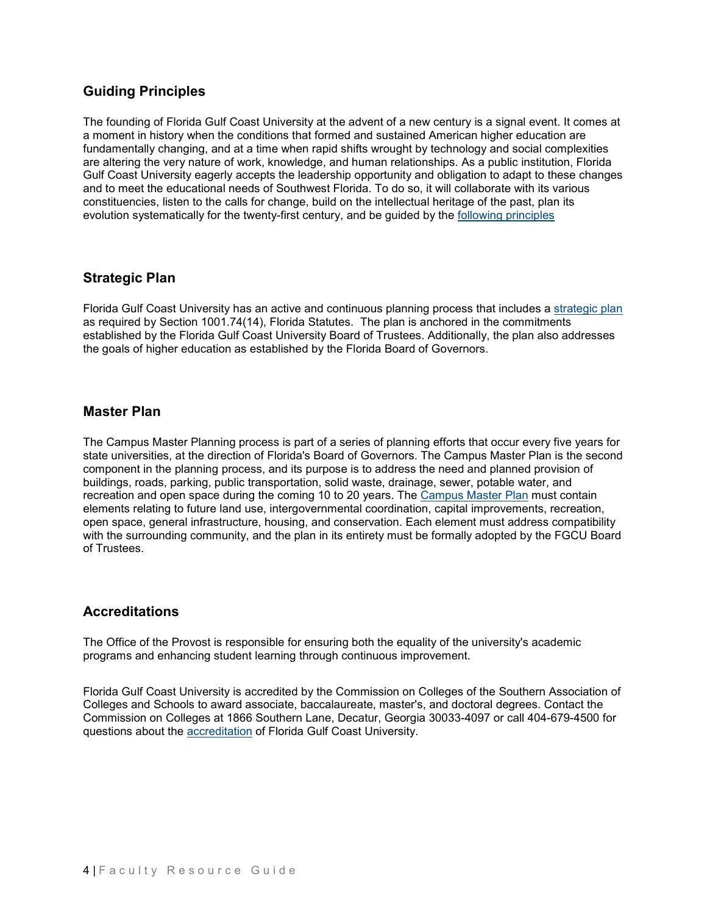## Guiding Principles

The founding of Florida Gulf Coast University at the advent of a new century is a signal event. It comes at a moment in history when the conditions that formed and sustained American higher education are fundamentally changing, and at a time when rapid shifts wrought by technology and social complexities are altering the very nature of work, knowledge, and human relationships. As a public institution, Florida Gulf Coast University eagerly accepts the leadership opportunity and obligation to adapt to these changes and to meet the educational needs of Southwest Florida. To do so, it will collaborate with its various constituencies, listen to the calls for change, build on the intellectual heritage of the past, plan its evolution systematically for the twenty-first century, and be guided by the following principles

## Strategic Plan

Florida Gulf Coast University has an active and continuous planning process that includes a strategic plan as required by Section 1001.74(14), Florida Statutes. The plan is anchored in the commitments established by the Florida Gulf Coast University Board of Trustees. Additionally, the plan also addresses the goals of higher education as established by the Florida Board of Governors.

## Master Plan

The Campus Master Planning process is part of a series of planning efforts that occur every five years for state universities, at the direction of Florida's Board of Governors. The Campus Master Plan is the second component in the planning process, and its purpose is to address the need and planned provision of buildings, roads, parking, public transportation, solid waste, drainage, sewer, potable water, and recreation and open space during the coming 10 to 20 years. The Campus Master Plan must contain elements relating to future land use, intergovernmental coordination, capital improvements, recreation, open space, general infrastructure, housing, and conservation. Each element must address compatibility with the surrounding community, and the plan in its entirety must be formally adopted by the FGCU Board of Trustees.

## Accreditations

The Office of the Provost is responsible for ensuring both the equality of the university's academic programs and enhancing student learning through continuous improvement.

Florida Gulf Coast University is accredited by the Commission on Colleges of the Southern Association of Colleges and Schools to award associate, baccalaureate, master's, and doctoral degrees. Contact the Commission on Colleges at 1866 Southern Lane, Decatur, Georgia 30033-4097 or call 404-679-4500 for questions about the accreditation of Florida Gulf Coast University.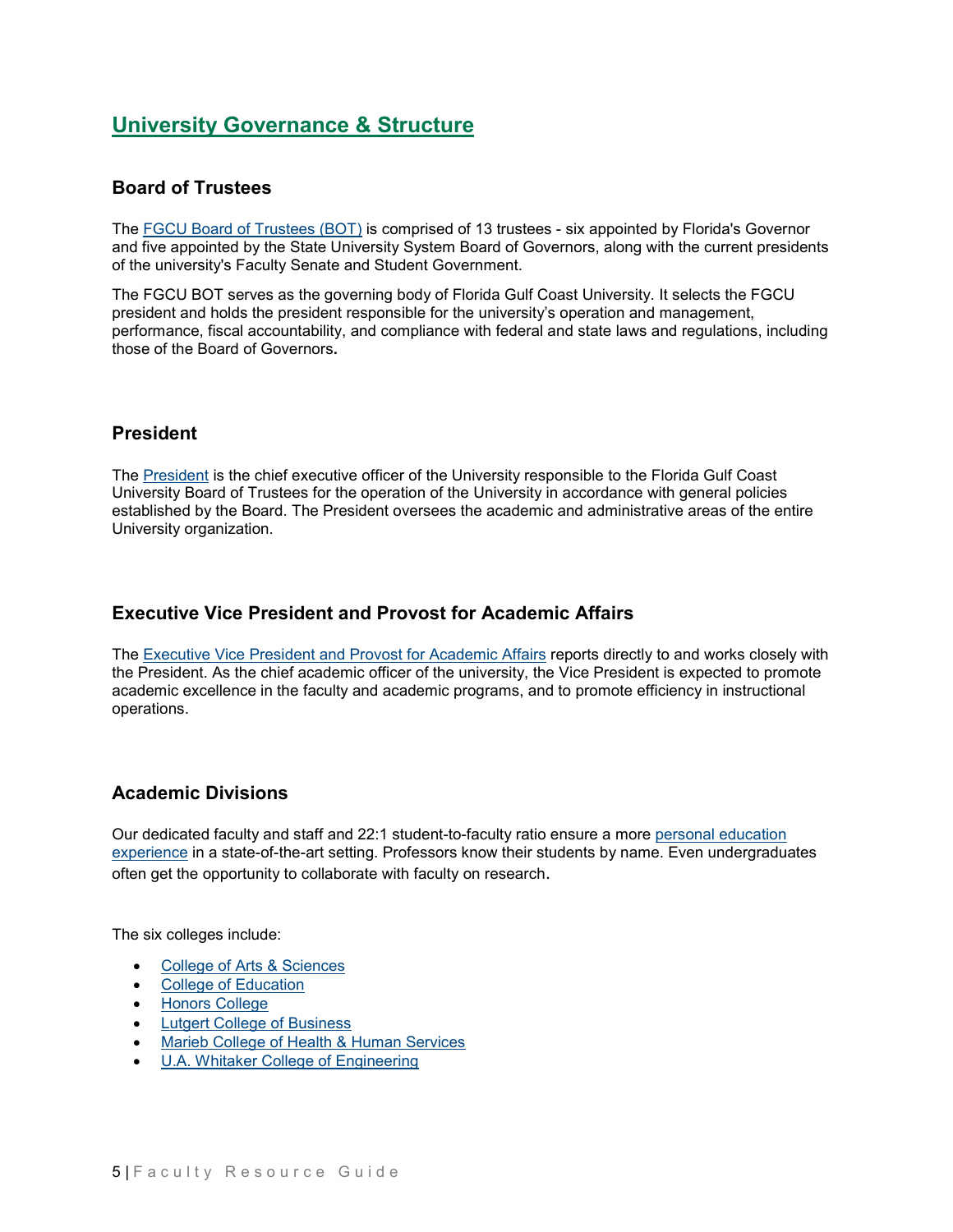# University Governance & Structure

## Board of Trustees

The FGCU Board of Trustees (BOT) is comprised of 13 trustees - six appointed by Florida's Governor and five appointed by the State University System Board of Governors, along with the current presidents of the university's Faculty Senate and Student Government.

The FGCU BOT serves as the governing body of Florida Gulf Coast University. It selects the FGCU president and holds the president responsible for the university's operation and management, performance, fiscal accountability, and compliance with federal and state laws and regulations, including those of the Board of Governors.

## President

The President is the chief executive officer of the University responsible to the Florida Gulf Coast University Board of Trustees for the operation of the University in accordance with general policies established by the Board. The President oversees the academic and administrative areas of the entire University organization.

## Executive Vice President and Provost for Academic Affairs

The Executive Vice President and Provost for Academic Affairs reports directly to and works closely with the President. As the chief academic officer of the university, the Vice President is expected to promote academic excellence in the faculty and academic programs, and to promote efficiency in instructional operations.

## Academic Divisions

Our dedicated faculty and staff and 22:1 student-to-faculty ratio ensure a more personal education experience in a state-of-the-art setting. Professors know their students by name. Even undergraduates often get the opportunity to collaborate with faculty on research.

The six colleges include:

- College of Arts & Sciences
- College of Education
- Honors College
- Lutgert College of Business
- Marieb College of Health & Human Services
- U.A. Whitaker College of Engineering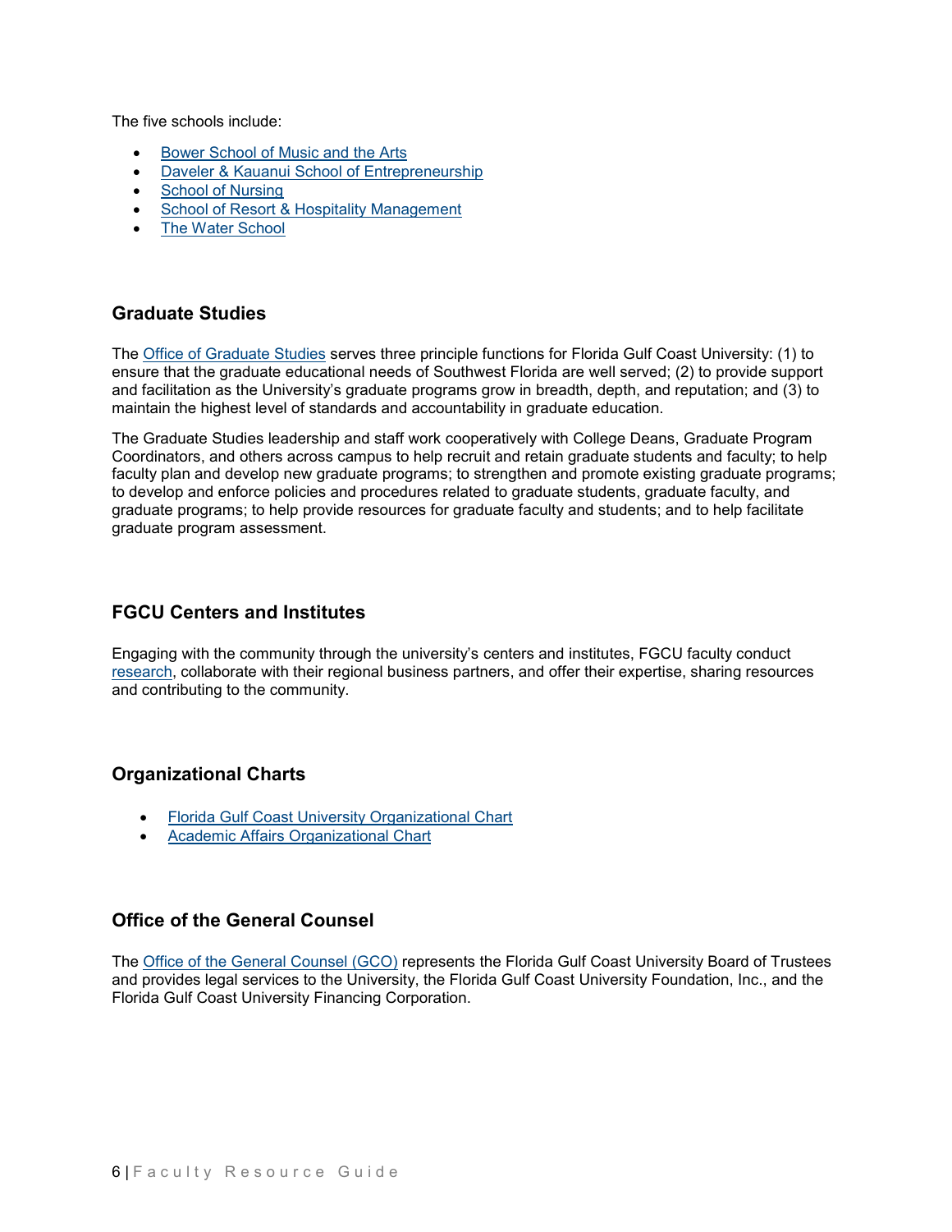The five schools include:

- Bower School of Music and the Arts
- Daveler & Kauanui School of Entrepreneurship
- School of Nursing
- School of Resort & Hospitality Management
- The Water School

## Graduate Studies

The Office of Graduate Studies serves three principle functions for Florida Gulf Coast University: (1) to ensure that the graduate educational needs of Southwest Florida are well served; (2) to provide support and facilitation as the University's graduate programs grow in breadth, depth, and reputation; and (3) to maintain the highest level of standards and accountability in graduate education.

The Graduate Studies leadership and staff work cooperatively with College Deans, Graduate Program Coordinators, and others across campus to help recruit and retain graduate students and faculty; to help faculty plan and develop new graduate programs; to strengthen and promote existing graduate programs; to develop and enforce policies and procedures related to graduate students, graduate faculty, and graduate programs; to help provide resources for graduate faculty and students; and to help facilitate graduate program assessment.

## FGCU Centers and Institutes

Engaging with the community through the university's centers and institutes, FGCU faculty conduct research, collaborate with their regional business partners, and offer their expertise, sharing resources and contributing to the community.

## Organizational Charts

- Florida Gulf Coast University Organizational Chart
- Academic Affairs Organizational Chart

## Office of the General Counsel

The Office of the General Counsel (GCO) represents the Florida Gulf Coast University Board of Trustees and provides legal services to the University, the Florida Gulf Coast University Foundation, Inc., and the Florida Gulf Coast University Financing Corporation.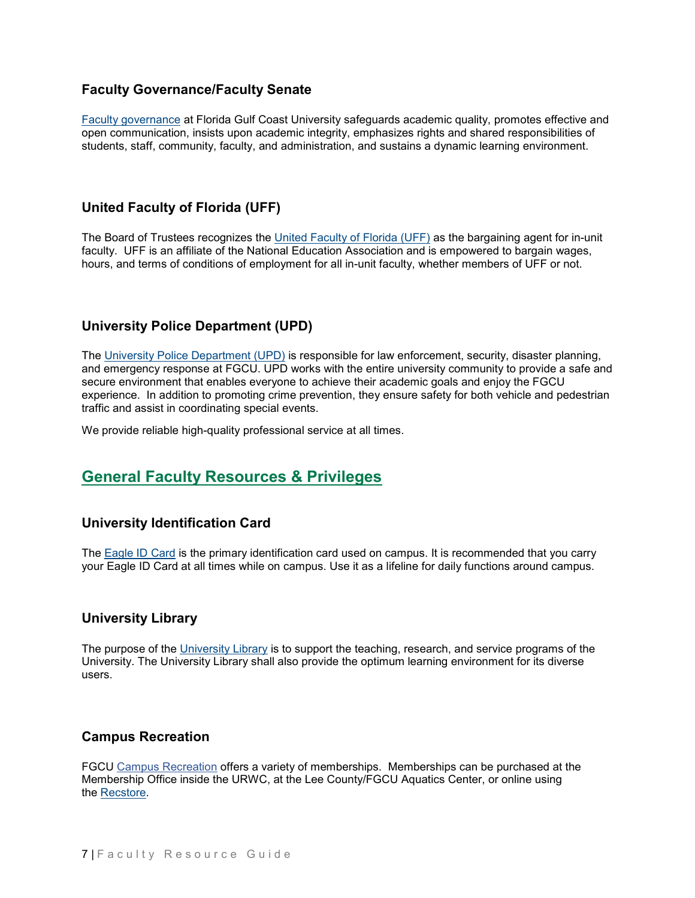### Faculty Governance/Faculty Senate

Faculty governance at Florida Gulf Coast University safeguards academic quality, promotes effective and open communication, insists upon academic integrity, emphasizes rights and shared responsibilities of students, staff, community, faculty, and administration, and sustains a dynamic learning environment.

### United Faculty of Florida (UFF)

The Board of Trustees recognizes the United Faculty of Florida (UFF) as the bargaining agent for in-unit faculty. UFF is an affiliate of the National Education Association and is empowered to bargain wages, hours, and terms of conditions of employment for all in-unit faculty, whether members of UFF or not.

### University Police Department (UPD)

The University Police Department (UPD) is responsible for law enforcement, security, disaster planning, and emergency response at FGCU. UPD works with the entire university community to provide a safe and secure environment that enables everyone to achieve their academic goals and enjoy the FGCU experience. In addition to promoting crime prevention, they ensure safety for both vehicle and pedestrian traffic and assist in coordinating special events.

We provide reliable high-quality professional service at all times.

## General Faculty Resources & Privileges

### University Identification Card

The Eagle ID Card is the primary identification card used on campus. It is recommended that you carry your Eagle ID Card at all times while on campus. Use it as a lifeline for daily functions around campus.

### University Library

The purpose of the University Library is to support the teaching, research, and service programs of the University. The University Library shall also provide the optimum learning environment for its diverse users.

### Campus Recreation

FGCU Campus Recreation offers a variety of memberships. Memberships can be purchased at the Membership Office inside the URWC, at the Lee County/FGCU Aquatics Center, or online using the Recstore.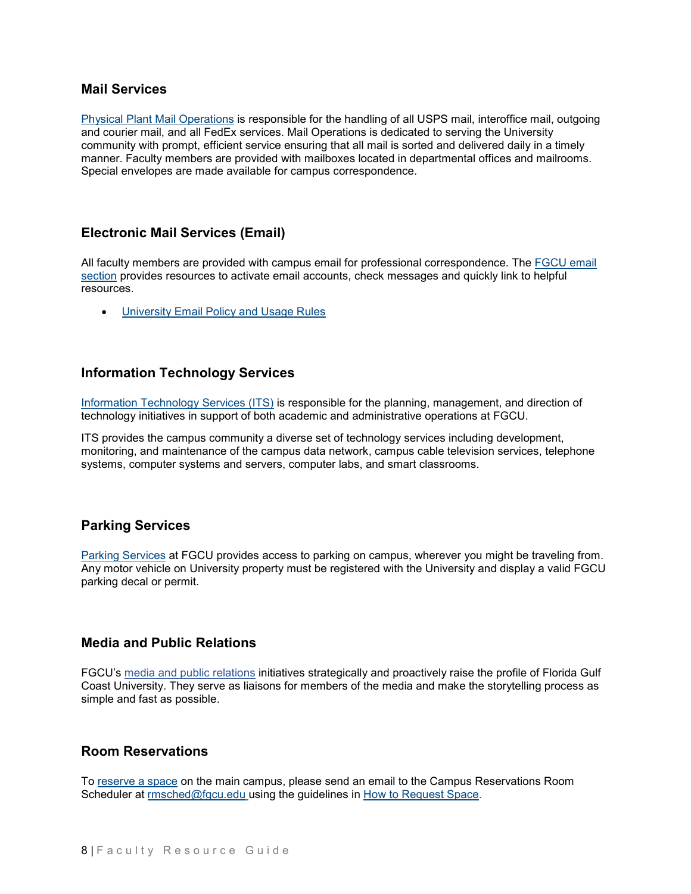## Mail Services

Physical Plant Mail Operations is responsible for the handling of all USPS mail, interoffice mail, outgoing and courier mail, and all FedEx services. Mail Operations is dedicated to serving the University community with prompt, efficient service ensuring that all mail is sorted and delivered daily in a timely manner. Faculty members are provided with mailboxes located in departmental offices and mailrooms. Special envelopes are made available for campus correspondence.

## Electronic Mail Services (Email)

All faculty members are provided with campus email for professional correspondence. The FGCU email section provides resources to activate email accounts, check messages and quickly link to helpful resources.

- University Email Policy and Usage Rules

## Information Technology Services

Information Technology Services (ITS) is responsible for the planning, management, and direction of technology initiatives in support of both academic and administrative operations at FGCU.

ITS provides the campus community a diverse set of technology services including development, monitoring, and maintenance of the campus data network, campus cable television services, telephone systems, computer systems and servers, computer labs, and smart classrooms.

## Parking Services

Parking Services at FGCU provides access to parking on campus, wherever you might be traveling from. Any motor vehicle on University property must be registered with the University and display a valid FGCU parking decal or permit.

## Media and Public Relations

FGCU's media and public relations initiatives strategically and proactively raise the profile of Florida Gulf Coast University. They serve as liaisons for members of the media and make the storytelling process as simple and fast as possible.

## Room Reservations

To reserve a space on the main campus, please send an email to the Campus Reservations Room Scheduler at rmsched@fgcu.edu using the guidelines in How to Request Space.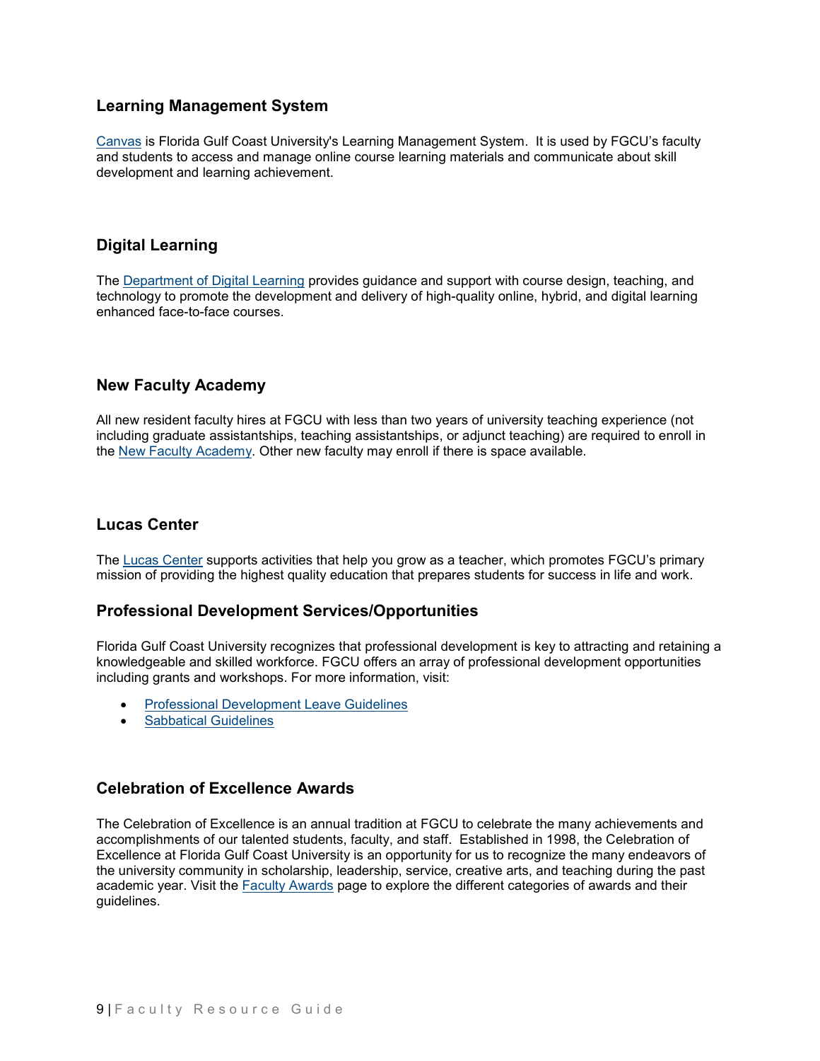## Learning Management System

Canvas is Florida Gulf Coast University's Learning Management System. It is used by FGCU's faculty and students to access and manage online course learning materials and communicate about skill development and learning achievement.

## Digital Learning

The Department of Digital Learning provides guidance and support with course design, teaching, and technology to promote the development and delivery of high-quality online, hybrid, and digital learning enhanced face-to-face courses.

## New Faculty Academy

All new resident faculty hires at FGCU with less than two years of university teaching experience (not including graduate assistantships, teaching assistantships, or adjunct teaching) are required to enroll in the New Faculty Academy. Other new faculty may enroll if there is space available.

## Lucas Center

The Lucas Center supports activities that help you grow as a teacher, which promotes FGCU's primary mission of providing the highest quality education that prepares students for success in life and work.

## Professional Development Services/Opportunities

Florida Gulf Coast University recognizes that professional development is key to attracting and retaining a knowledgeable and skilled workforce. FGCU offers an array of professional development opportunities including grants and workshops. For more information, visit:

- Professional Development Leave Guidelines
- Sabbatical Guidelines

## Celebration of Excellence Awards

The Celebration of Excellence is an annual tradition at FGCU to celebrate the many achievements and accomplishments of our talented students, faculty, and staff. Established in 1998, the Celebration of Excellence at Florida Gulf Coast University is an opportunity for us to recognize the many endeavors of the university community in scholarship, leadership, service, creative arts, and teaching during the past academic year. Visit the Faculty Awards page to explore the different categories of awards and their guidelines.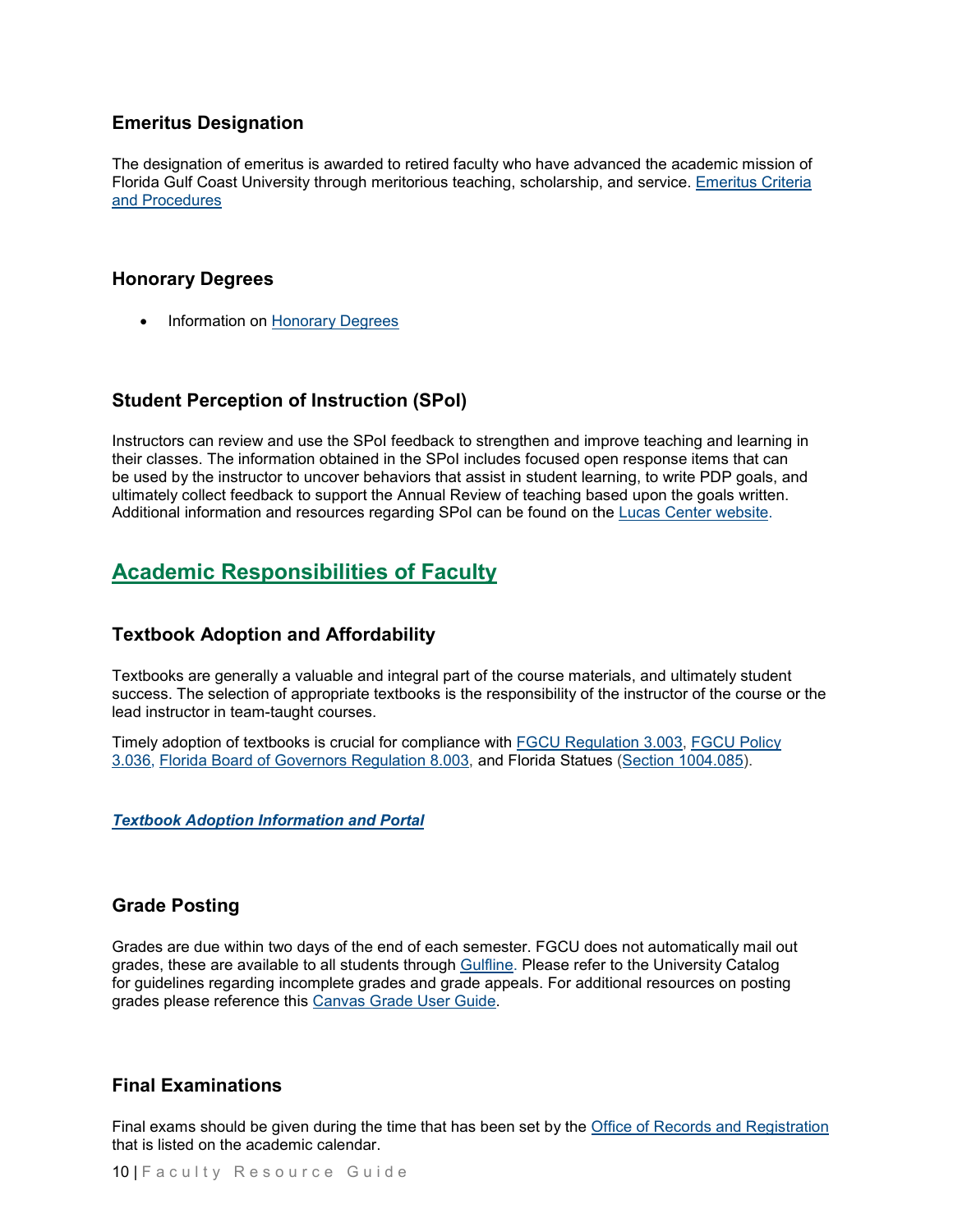### Emeritus Designation

The designation of emeritus is awarded to retired faculty who have advanced the academic mission of Florida Gulf Coast University through meritorious teaching, scholarship, and service. Emeritus Criteria and Procedures

### Honorary Degrees

- Information on Honorary Degrees

### Student Perception of Instruction (SPoI)

Instructors can review and use the SPoI feedback to strengthen and improve teaching and learning in their classes. The information obtained in the SPoI includes focused open response items that can be used by the instructor to uncover behaviors that assist in student learning, to write PDP goals, and ultimately collect feedback to support the Annual Review of teaching based upon the goals written. Additional information and resources regarding SPoI can be found on the Lucas Center website.

## Academic Responsibilities of Faculty

### Textbook Adoption and Affordability

Textbooks are generally a valuable and integral part of the course materials, and ultimately student success. The selection of appropriate textbooks is the responsibility of the instructor of the course or the lead instructor in team-taught courses.

Timely adoption of textbooks is crucial for compliance with FGCU Regulation 3.003, FGCU Policy 3.036, Florida Board of Governors Regulation 8.003, and Florida Statues (Section 1004.085).

***Textbook Adoption Information and Portal***

### Grade Posting

Grades are due within two days of the end of each semester. FGCU does not automatically mail out grades, these are available to all students through Gulfline. Please refer to the University Catalog for guidelines regarding incomplete grades and grade appeals. For additional resources on posting grades please reference this Canvas Grade User Guide.

### Final Examinations

Final exams should be given during the time that has been set by the Office of Records and Registration that is listed on the academic calendar.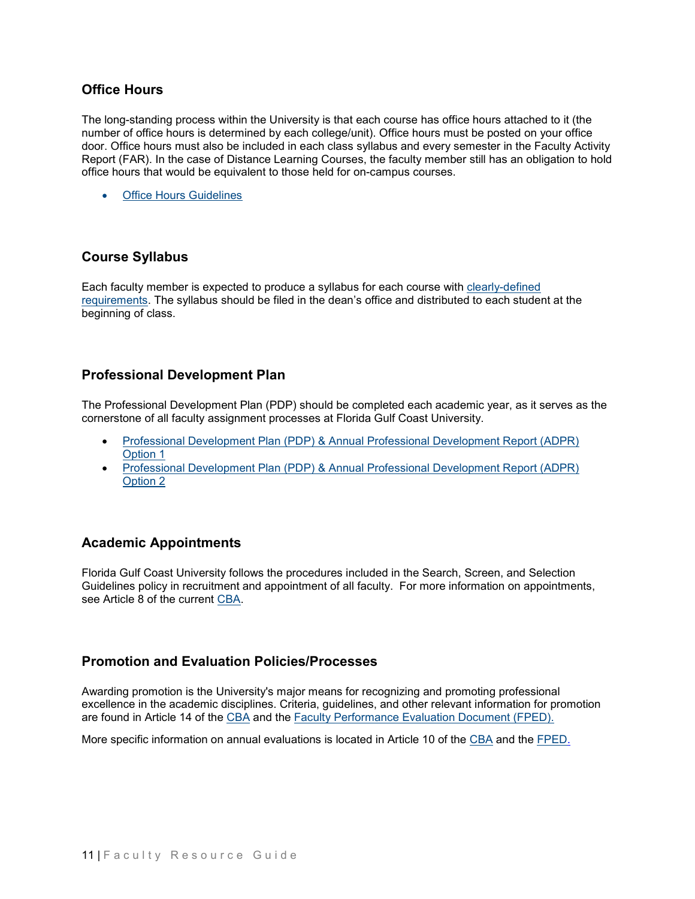## Office Hours

The long-standing process within the University is that each course has office hours attached to it (the number of office hours is determined by each college/unit). Office hours must be posted on your office door. Office hours must also be included in each class syllabus and every semester in the Faculty Activity Report (FAR). In the case of Distance Learning Courses, the faculty member still has an obligation to hold office hours that would be equivalent to those held for on-campus courses.

- Office Hours Guidelines

## Course Syllabus

Each faculty member is expected to produce a syllabus for each course with clearly-defined requirements. The syllabus should be filed in the dean's office and distributed to each student at the beginning of class.

## Professional Development Plan

The Professional Development Plan (PDP) should be completed each academic year, as it serves as the cornerstone of all faculty assignment processes at Florida Gulf Coast University.

- Professional Development Plan (PDP) & Annual Professional Development Report (ADPR) Option 1
- Professional Development Plan (PDP) & Annual Professional Development Report (ADPR) Option 2

## Academic Appointments

Florida Gulf Coast University follows the procedures included in the Search, Screen, and Selection Guidelines policy in recruitment and appointment of all faculty. For more information on appointments, see Article 8 of the current CBA.

## Promotion and Evaluation Policies/Processes

Awarding promotion is the University's major means for recognizing and promoting professional excellence in the academic disciplines. Criteria, guidelines, and other relevant information for promotion are found in Article 14 of the CBA and the Faculty Performance Evaluation Document (FPED).

More specific information on annual evaluations is located in Article 10 of the CBA and the FPED.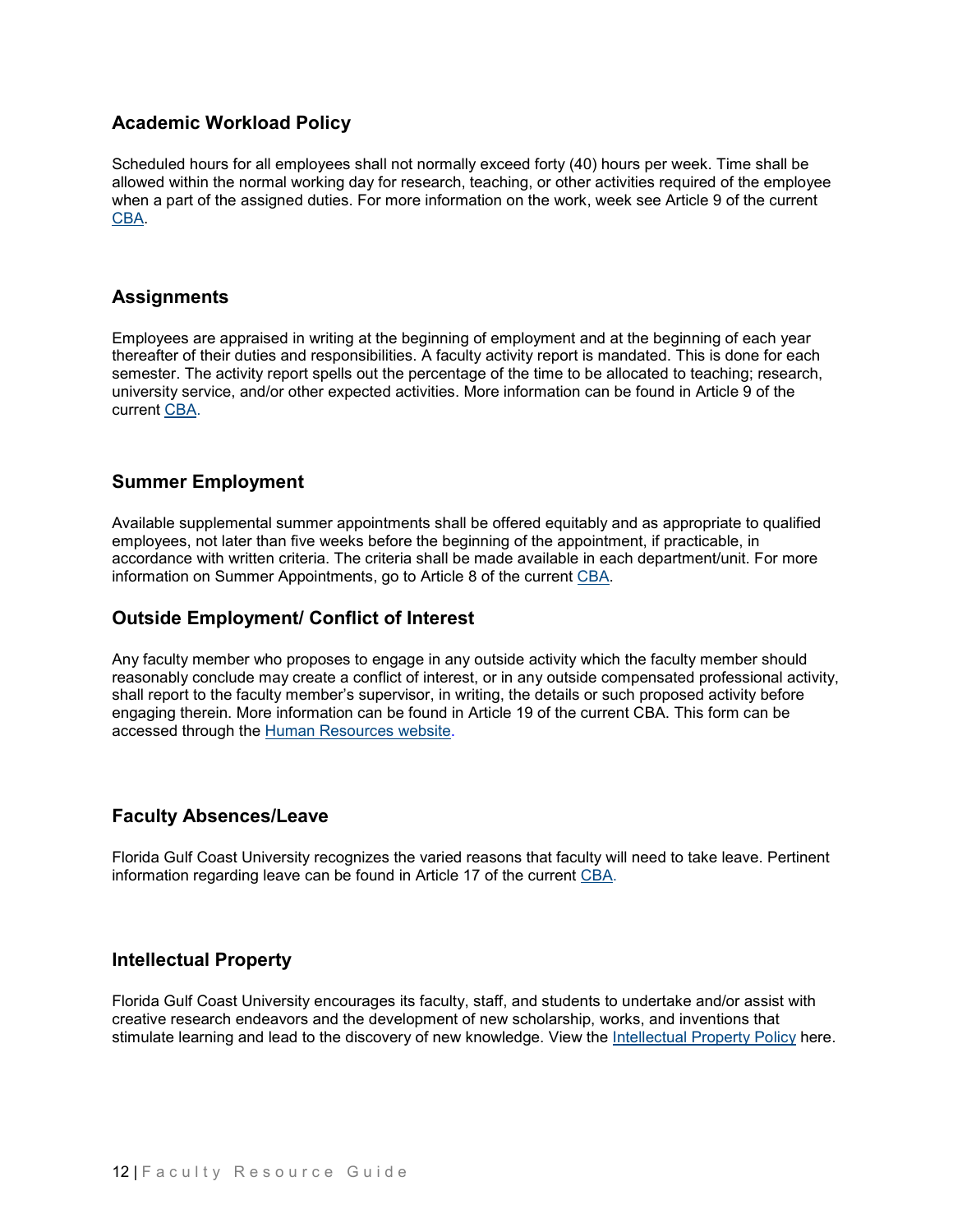## Academic Workload Policy

Scheduled hours for all employees shall not normally exceed forty (40) hours per week. Time shall be allowed within the normal working day for research, teaching, or other activities required of the employee when a part of the assigned duties. For more information on the work, week see Article 9 of the current CBA.

## Assignments

Employees are appraised in writing at the beginning of employment and at the beginning of each year thereafter of their duties and responsibilities. A faculty activity report is mandated. This is done for each semester. The activity report spells out the percentage of the time to be allocated to teaching; research, university service, and/or other expected activities. More information can be found in Article 9 of the current CBA.

## Summer Employment

Available supplemental summer appointments shall be offered equitably and as appropriate to qualified employees, not later than five weeks before the beginning of the appointment, if practicable, in accordance with written criteria. The criteria shall be made available in each department/unit. For more information on Summer Appointments, go to Article 8 of the current CBA.

## Outside Employment/ Conflict of Interest

Any faculty member who proposes to engage in any outside activity which the faculty member should reasonably conclude may create a conflict of interest, or in any outside compensated professional activity, shall report to the faculty member's supervisor, in writing, the details or such proposed activity before engaging therein. More information can be found in Article 19 of the current CBA. This form can be accessed through the Human Resources website.

## Faculty Absences/Leave

Florida Gulf Coast University recognizes the varied reasons that faculty will need to take leave. Pertinent information regarding leave can be found in Article 17 of the current CBA.

## Intellectual Property

Florida Gulf Coast University encourages its faculty, staff, and students to undertake and/or assist with creative research endeavors and the development of new scholarship, works, and inventions that stimulate learning and lead to the discovery of new knowledge. View the Intellectual Property Policy here.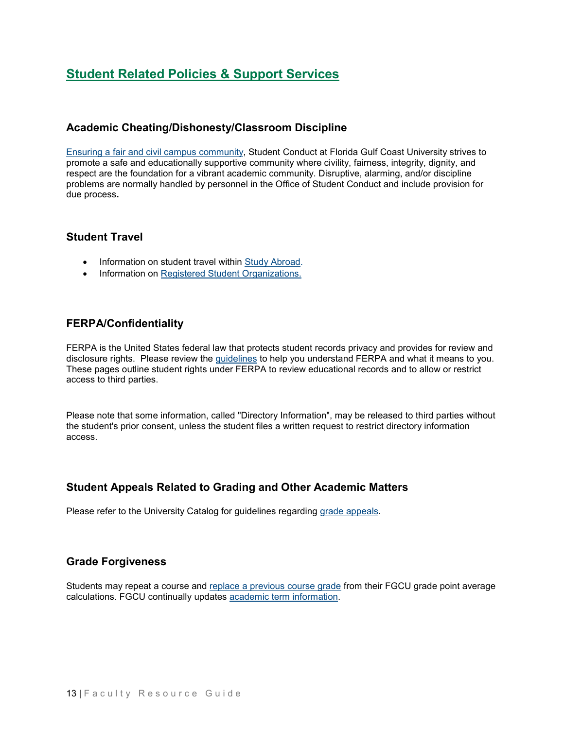# Student Related Policies & Support Services

## Academic Cheating/Dishonesty/Classroom Discipline

Ensuring a fair and civil campus community, Student Conduct at Florida Gulf Coast University strives to promote a safe and educationally supportive community where civility, fairness, integrity, dignity, and respect are the foundation for a vibrant academic community. Disruptive, alarming, and/or discipline problems are normally handled by personnel in the Office of Student Conduct and include provision for due process.

## Student Travel

- Information on student travel within Study Abroad.
- Information on Registered Student Organizations.

## FERPA/Confidentiality

FERPA is the United States federal law that protects student records privacy and provides for review and disclosure rights. Please review the guidelines to help you understand FERPA and what it means to you. These pages outline student rights under FERPA to review educational records and to allow or restrict access to third parties.

Please note that some information, called "Directory Information", may be released to third parties without the student's prior consent, unless the student files a written request to restrict directory information access.

## Student Appeals Related to Grading and Other Academic Matters

Please refer to the University Catalog for guidelines regarding grade appeals.

## Grade Forgiveness

Students may repeat a course and replace a previous course grade from their FGCU grade point average calculations. FGCU continually updates academic term information.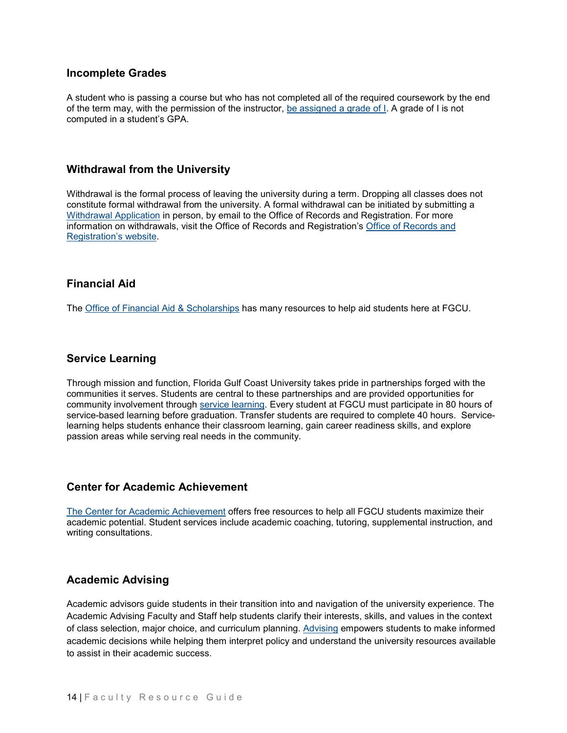## Incomplete Grades

A student who is passing a course but who has not completed all of the required coursework by the end of the term may, with the permission of the instructor, be assigned a grade of I. A grade of I is not computed in a student's GPA.

## Withdrawal from the University

Withdrawal is the formal process of leaving the university during a term. Dropping all classes does not constitute formal withdrawal from the university. A formal withdrawal can be initiated by submitting a Withdrawal Application in person, by email to the Office of Records and Registration. For more information on withdrawals, visit the Office of Records and Registration's Office of Records and Registration's website.

## Financial Aid

The Office of Financial Aid & Scholarships has many resources to help aid students here at FGCU.

## Service Learning

Through mission and function, Florida Gulf Coast University takes pride in partnerships forged with the communities it serves. Students are central to these partnerships and are provided opportunities for community involvement through service learning. Every student at FGCU must participate in 80 hours of service-based learning before graduation. Transfer students are required to complete 40 hours. Service-learning helps students enhance their classroom learning, gain career readiness skills, and explore passion areas while serving real needs in the community.

## Center for Academic Achievement

The Center for Academic Achievement offers free resources to help all FGCU students maximize their academic potential. Student services include academic coaching, tutoring, supplemental instruction, and writing consultations.

## Academic Advising

Academic advisors guide students in their transition into and navigation of the university experience. The Academic Advising Faculty and Staff help students clarify their interests, skills, and values in the context of class selection, major choice, and curriculum planning. Advising empowers students to make informed academic decisions while helping them interpret policy and understand the university resources available to assist in their academic success.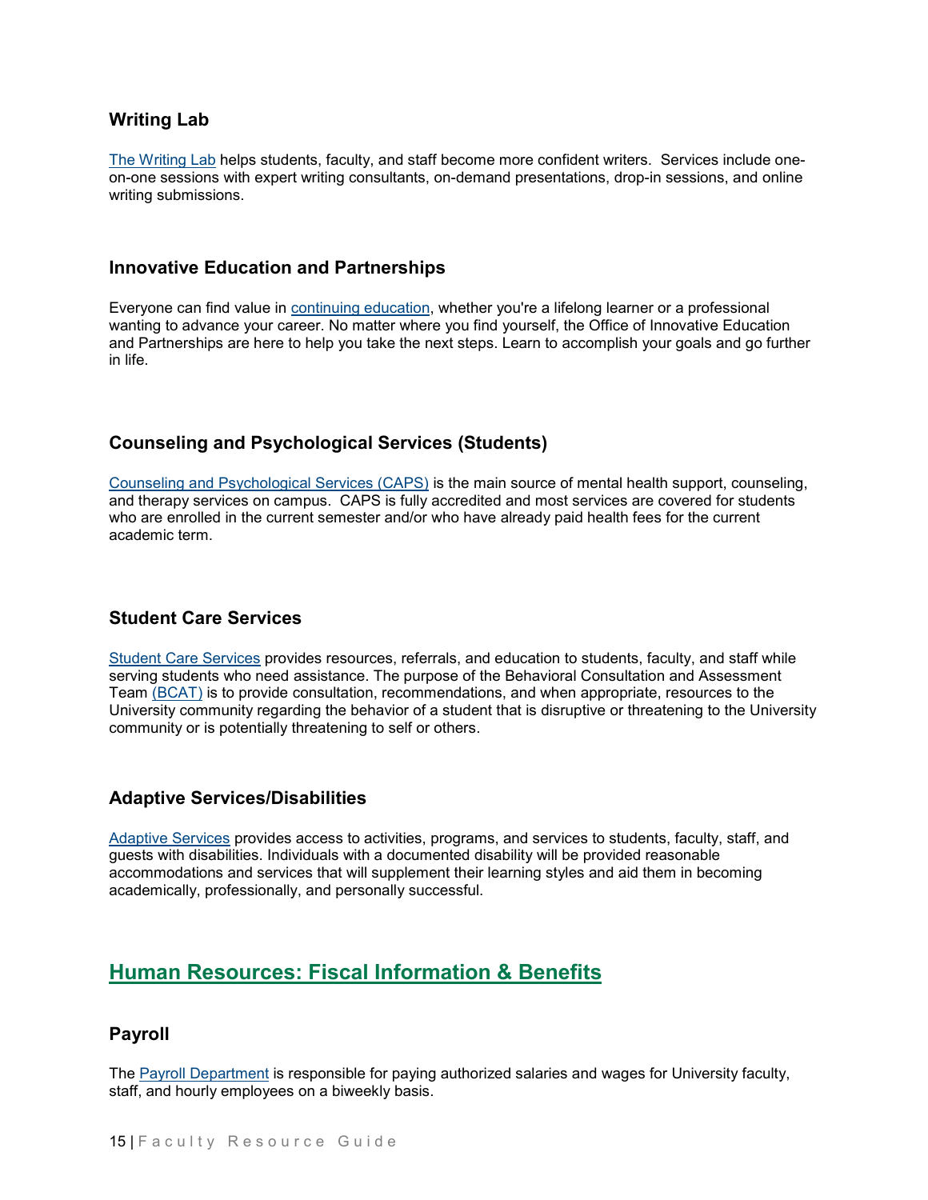### Writing Lab

The Writing Lab helps students, faculty, and staff become more confident writers. Services include one-on-one sessions with expert writing consultants, on-demand presentations, drop-in sessions, and online writing submissions.

### Innovative Education and Partnerships

Everyone can find value in continuing education, whether you're a lifelong learner or a professional wanting to advance your career. No matter where you find yourself, the Office of Innovative Education and Partnerships are here to help you take the next steps. Learn to accomplish your goals and go further in life.

### Counseling and Psychological Services (Students)

Counseling and Psychological Services (CAPS) is the main source of mental health support, counseling, and therapy services on campus. CAPS is fully accredited and most services are covered for students who are enrolled in the current semester and/or who have already paid health fees for the current academic term.

### Student Care Services

Student Care Services provides resources, referrals, and education to students, faculty, and staff while serving students who need assistance. The purpose of the Behavioral Consultation and Assessment Team (BCAT) is to provide consultation, recommendations, and when appropriate, resources to the University community regarding the behavior of a student that is disruptive or threatening to the University community or is potentially threatening to self or others.

### Adaptive Services/Disabilities

Adaptive Services provides access to activities, programs, and services to students, faculty, staff, and guests with disabilities. Individuals with a documented disability will be provided reasonable accommodations and services that will supplement their learning styles and aid them in becoming academically, professionally, and personally successful.

## Human Resources: Fiscal Information & Benefits

### Payroll

The Payroll Department is responsible for paying authorized salaries and wages for University faculty, staff, and hourly employees on a biweekly basis.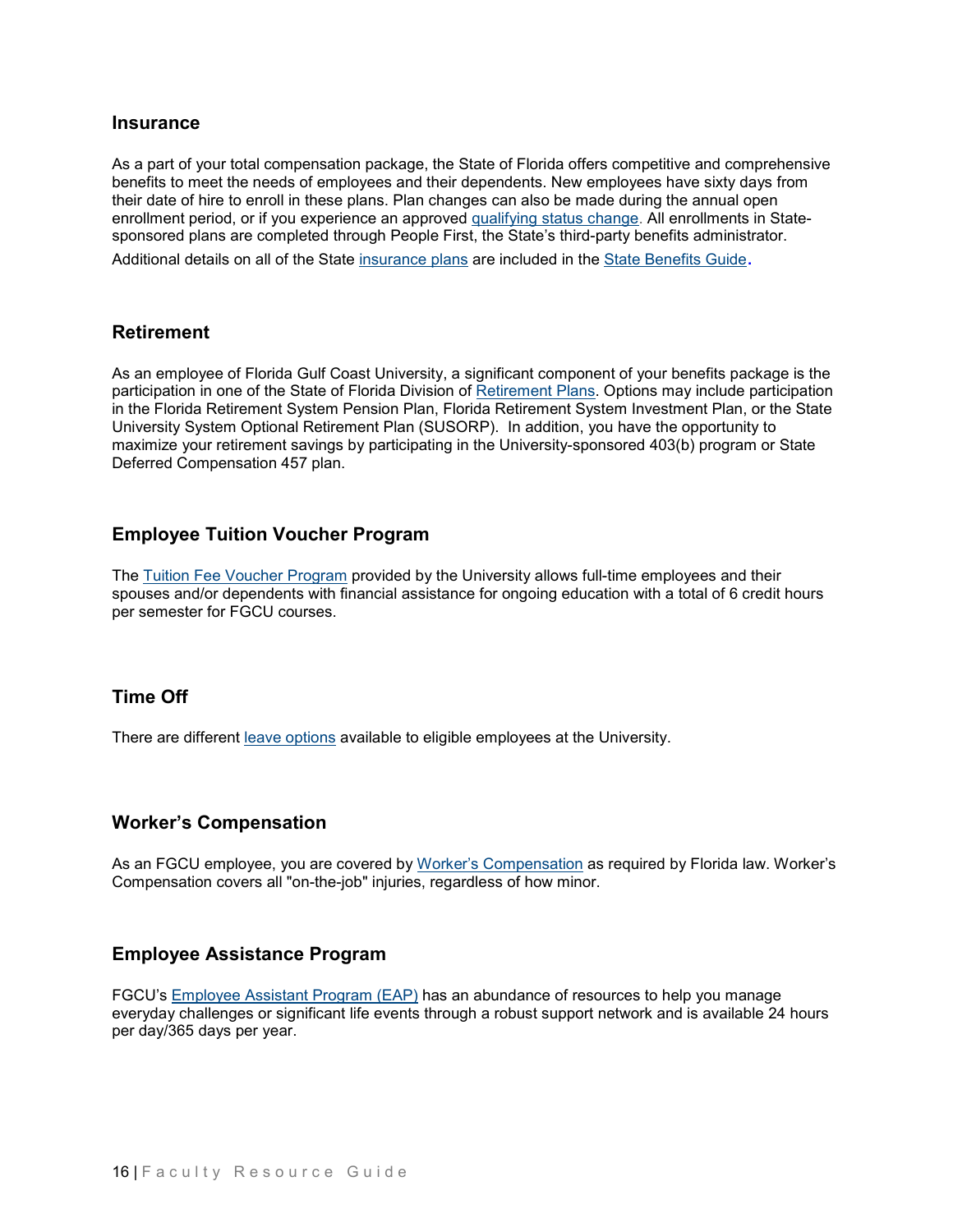## Insurance

As a part of your total compensation package, the State of Florida offers competitive and comprehensive benefits to meet the needs of employees and their dependents. New employees have sixty days from their date of hire to enroll in these plans. Plan changes can also be made during the annual open enrollment period, or if you experience an approved qualifying status change. All enrollments in State-sponsored plans are completed through People First, the State's third-party benefits administrator.

Additional details on all of the State insurance plans are included in the State Benefits Guide.

## Retirement

As an employee of Florida Gulf Coast University, a significant component of your benefits package is the participation in one of the State of Florida Division of Retirement Plans. Options may include participation in the Florida Retirement System Pension Plan, Florida Retirement System Investment Plan, or the State University System Optional Retirement Plan (SUSORP). In addition, you have the opportunity to maximize your retirement savings by participating in the University-sponsored 403(b) program or State Deferred Compensation 457 plan.

## Employee Tuition Voucher Program

The Tuition Fee Voucher Program provided by the University allows full-time employees and their spouses and/or dependents with financial assistance for ongoing education with a total of 6 credit hours per semester for FGCU courses.

## Time Off

There are different leave options available to eligible employees at the University.

## Worker's Compensation

As an FGCU employee, you are covered by Worker's Compensation as required by Florida law. Worker's Compensation covers all "on-the-job" injuries, regardless of how minor.

## Employee Assistance Program

FGCU's Employee Assistant Program (EAP) has an abundance of resources to help you manage everyday challenges or significant life events through a robust support network and is available 24 hours per day/365 days per year.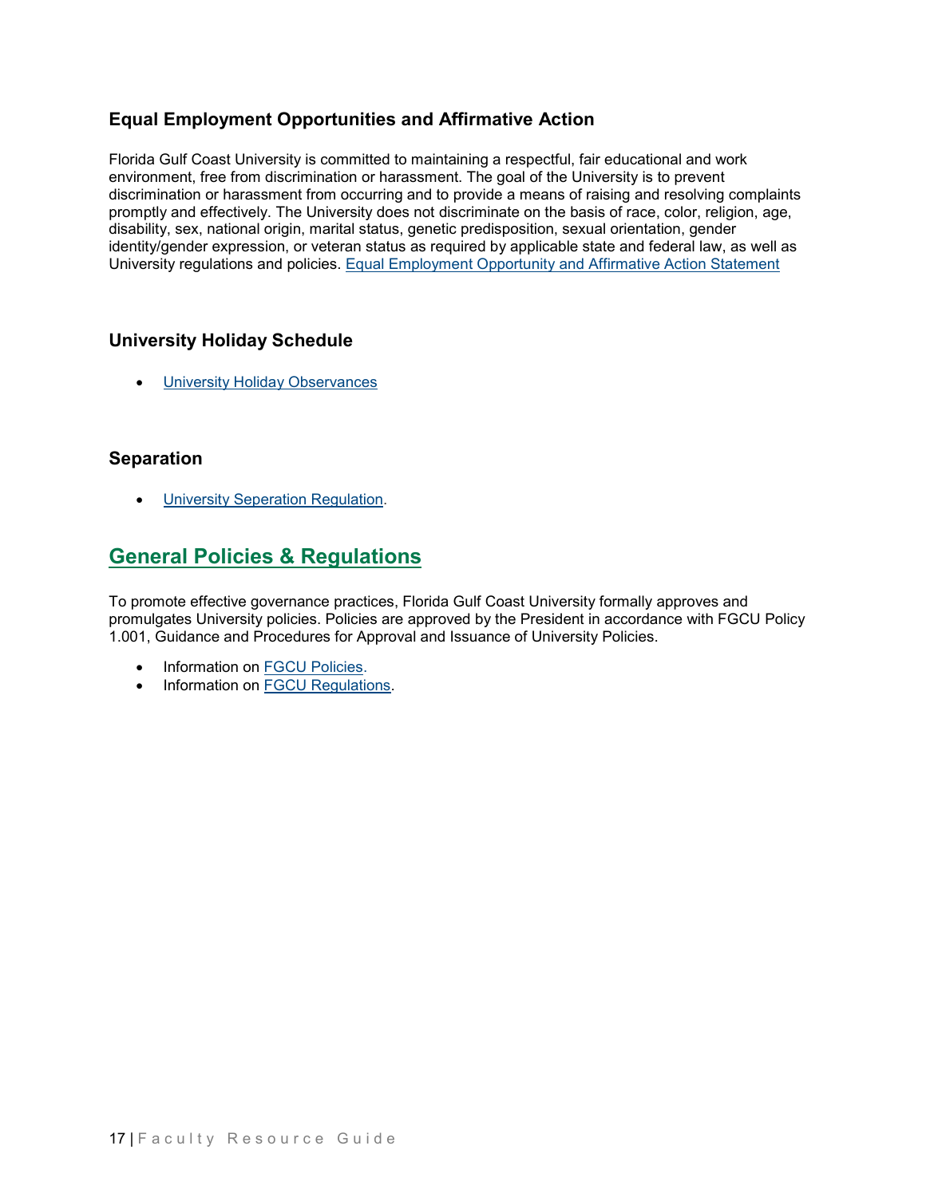### Equal Employment Opportunities and Affirmative Action

Florida Gulf Coast University is committed to maintaining a respectful, fair educational and work environment, free from discrimination or harassment. The goal of the University is to prevent discrimination or harassment from occurring and to provide a means of raising and resolving complaints promptly and effectively. The University does not discriminate on the basis of race, color, religion, age, disability, sex, national origin, marital status, genetic predisposition, sexual orientation, gender identity/gender expression, or veteran status as required by applicable state and federal law, as well as University regulations and policies. Equal Employment Opportunity and Affirmative Action Statement

### University Holiday Schedule

- University Holiday Observances

### Separation

- University Seperation Regulation.

## General Policies & Regulations

To promote effective governance practices, Florida Gulf Coast University formally approves and promulgates University policies. Policies are approved by the President in accordance with FGCU Policy 1.001, Guidance and Procedures for Approval and Issuance of University Policies.

- Information on FGCU Policies.
- Information on FGCU Regulations.